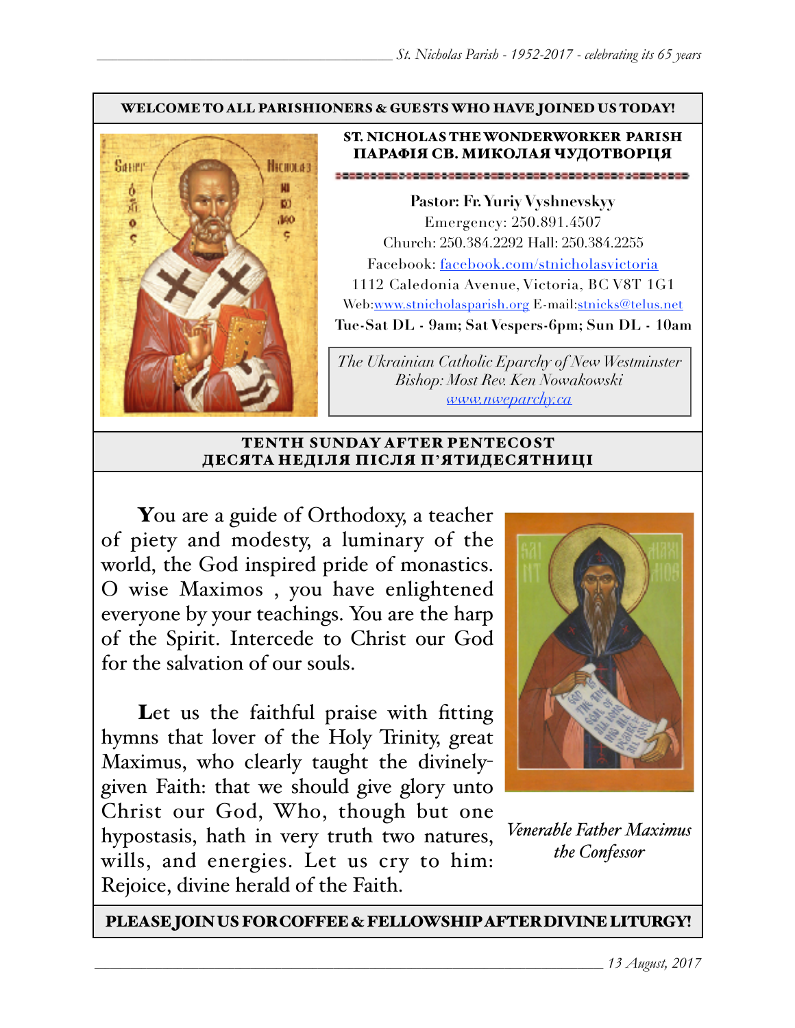**WELCOME TO ALL PARISHIONERS & GUESTS WHO HAVE JOINED US TODAY!**

**ST. NICHOLAS THE WONDERWORKER PARISH**
**ПАРАФІЯ СВ. МИКОЛАЯ ЧУДОТВОРЦЯ**

**Pastor: Fr. Yuriy Vyshnevskyy**
Emergency: 250.891.4507
Church: 250.384.2292 Hall: 250.384.2255
Facebook: facebook.com/stnicholasvictoria
1112 Caledonia Avenue, Victoria, BC V8T 1G1
Web:www.stnicholasparish.org E-mail:stnicks@telus.net
**Tue-Sat DL - 9am; Sat Vespers-6pm; Sun DL - 10am**

*The Ukrainian Catholic Eparchy of New Westminster*
*Bishop: Most Rev. Ken Nowakowski*
*www.nweparchy.ca*

## TENTH SUNDAY AFTER PENTECOST
## ДЕСЯТА НЕДІЛЯ ПІСЛЯ П'ЯТИДЕСЯТНИЦІ

**Y**ou are a guide of Orthodoxy, a teacher of piety and modesty, a luminary of the world, the God inspired pride of monastics. O wise Maximos , you have enlightened everyone by your teachings. You are the harp of the Spirit. Intercede to Christ our God for the salvation of our souls.

**L**et us the faithful praise with fitting hymns that lover of the Holy Trinity, great Maximus, who clearly taught the divinely-given Faith: that we should give glory unto Christ our God, Who, though but one hypostasis, hath in very truth two natures, wills, and energies. Let us cry to him: Rejoice, divine herald of the Faith.

*Venerable Father Maximus the Confessor*

**PLEASE JOIN US FOR COFFEE & FELLOWSHIP AFTER DIVINE LITURGY!**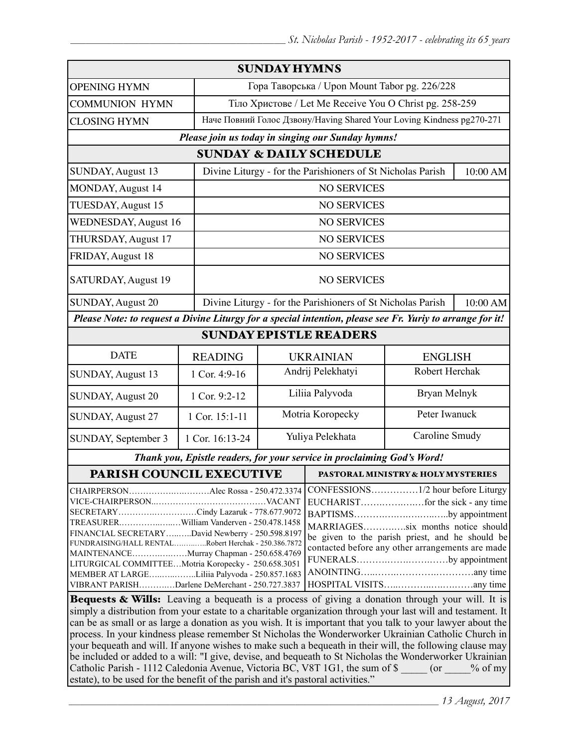## SUNDAY HYMNS

| | |
|---|---|
| OPENING HYMN | Гора Таворська / Upon Mount Tabor pg. 226/228 |
| COMMUNION HYMN | Тіло Христове / Let Me Receive You O Christ pg. 258-259 |
| CLOSING HYMN | Наче Повний Голос Дзвону/Having Shared Your Loving Kindness pg270-271 |

***Please join us today in singing our Sunday hymns!***

## SUNDAY & DAILY SCHEDULE

| | | |
|---|---|---|
| SUNDAY, August 13 | Divine Liturgy - for the Parishioners of St Nicholas Parish | 10:00 AM |
| MONDAY, August 14 | NO SERVICES | |
| TUESDAY, August 15 | NO SERVICES | |
| WEDNESDAY, August 16 | NO SERVICES | |
| THURSDAY, August 17 | NO SERVICES | |
| FRIDAY, August 18 | NO SERVICES | |
| SATURDAY, August 19 | NO SERVICES | |
| SUNDAY, August 20 | Divine Liturgy - for the Parishioners of St Nicholas Parish | 10:00 AM |

***Please Note: to request a Divine Liturgy for a special intention, please see Fr. Yuriy to arrange for it!***

## SUNDAY EPISTLE READERS

| DATE | READING | UKRAINIAN | ENGLISH |
|---|---|---|---|
| SUNDAY, August 13 | 1 Cor. 4:9-16 | Andrij Pelekhatyi | Robert Herchak |
| SUNDAY, August 20 | 1 Cor. 9:2-12 | Liliia Palyvoda | Bryan Melnyk |
| SUNDAY, August 27 | 1 Cor. 15:1-11 | Motria Koropecky | Peter Iwanuck |
| SUNDAY, September 3 | 1 Cor. 16:13-24 | Yuliya Pelekhata | Caroline Smudy |

***Thank you, Epistle readers, for your service in proclaiming God's Word!***

## PARISH COUNCIL EXECUTIVE

CHAIRPERSON……………..………Alec Rossa - 250.472.3374
VICE-CHAIRPERSON..…………………………………VACANT
SECRETARY……………………………Cindy Lazaruk - 778.677.9072
TREASURER.…………..…..…William Vanderven - 250.478.1458
FINANCIAL SECRETARY…..…..David Newberry - 250.598.8197
FUNDRAISING/HALL RENTAL…………..Robert Herchak - 250.386.7872
MAINTENANCE……………….Murray Chapman - 250.658.4769
LITURGICAL COMMITTEE…Motria Koropecky - 250.658.3051
MEMBER AT LARGE……..……..Liliia Palyvoda - 250.857.1683
VIBRANT PARISH…………Darlene DeMerchant - 250.727.3837

## PASTORAL MINISTRY & HOLY MYSTERIES

CONFESSIONS……………1/2 hour before Liturgy
EUCHARIST………………for the sick - any time
BAPTISMS…………………………..by appointment
MARRIAGES…………six months notice should be given to the parish priest, and he should be contacted before any other arrangements are made
FUNERALS………………………by appointment
ANOINTING…………………………………any time
HOSPITAL VISITS…………………………any time

**Bequests & Wills:** Leaving a bequeath is a process of giving a donation through your will. It is simply a distribution from your estate to a charitable organization through your last will and testament. It can be as small or as large a donation as you wish. It is important that you talk to your lawyer about the process. In your kindness please remember St Nicholas the Wonderworker Ukrainian Catholic Church in your bequeath and will. If anyone wishes to make such a bequeath in their will, the following clause may be included or added to a will: "I give, devise, and bequeath to St Nicholas the Wonderworker Ukrainian Catholic Parish - 1112 Caledonia Avenue, Victoria BC, V8T 1G1, the sum of $ _____ (or _____% of my estate), to be used for the benefit of the parish and it's pastoral activities."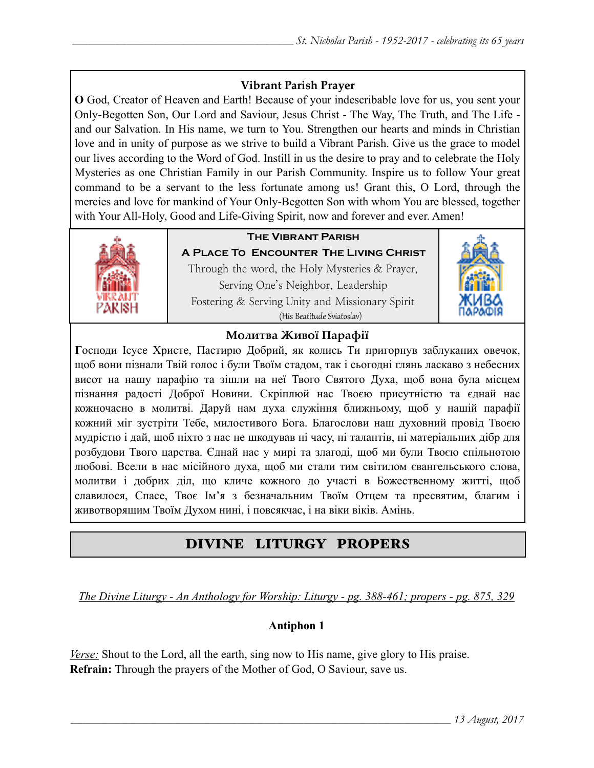### Vibrant Parish Prayer

**O** God, Creator of Heaven and Earth! Because of your indescribable love for us, you sent your Only-Begotten Son, Our Lord and Saviour, Jesus Christ - The Way, The Truth, and The Life - and our Salvation. In His name, we turn to You. Strengthen our hearts and minds in Christian love and in unity of purpose as we strive to build a Vibrant Parish. Give us the grace to model our lives according to the Word of God. Instill in us the desire to pray and to celebrate the Holy Mysteries as one Christian Family in our Parish Community. Inspire us to follow Your great command to be a servant to the less fortunate among us! Grant this, O Lord, through the mercies and love for mankind of Your Only-Begotten Son with whom You are blessed, together with Your All-Holy, Good and Life-Giving Spirit, now and forever and ever. Amen!

**The Vibrant Parish**

**A Place To Encounter The Living Christ**

Through the word, the Holy Mysteries & Prayer,
Serving One's Neighbor, Leadership
Fostering & Serving Unity and Missionary Spirit
(His Beatitude Sviatoslav)

### Молитва Живої Парафії

**Г**осподи Ісусе Христе, Пастирю Добрий, як колись Ти пригорнув заблуканих овечок, щоб вони пізнали Твій голос і були Твоїм стадом, так і сьогодні глянь ласкаво з небесних висот на нашу парафію та зішли на неї Твого Святого Духа, щоб вона була місцем пізнання радості Доброї Новини. Скріплюй нас Твоєю присутністю та єднай нас кожночасно в молитві. Даруй нам духа служіння ближньому, щоб у нашій парафії кожний міг зустріти Тебе, милостивого Бога. Благослови наш духовний провід Твоєю мудрістю і дай, щоб ніхто з нас не шкодував ні часу, ні талантів, ні матеріальних дібр для розбудови Твого царства. Єднай нас у мирі та злагоді, щоб ми були Твоєю спільнотою любові. Всели в нас місійного духа, щоб ми стали тим світилом євангельського слова, молитви і добрих діл, що кличе кожного до участі в Божественному житті, щоб славилося, Спасе, Твоє Ім'я з безначальним Твоїм Отцем та пресвятим, благим і животворящим Твоїм Духом нині, і повсякчас, і на віки віків. Амінь.

## DIVINE LITURGY PROPERS

*The Divine Liturgy - An Anthology for Worship: Liturgy - pg. 388-461; propers - pg. 875, 329*

**Antiphon 1**

*Verse:* Shout to the Lord, all the earth, sing now to His name, give glory to His praise.
**Refrain:** Through the prayers of the Mother of God, O Saviour, save us.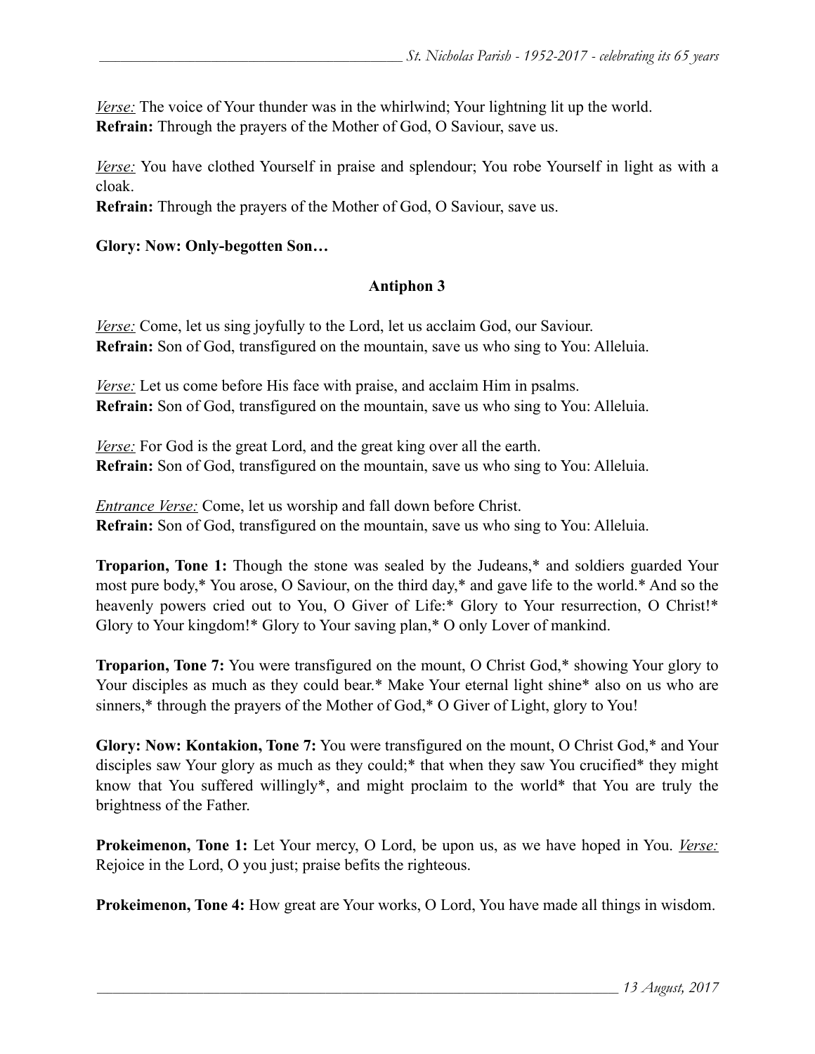*Verse:* The voice of Your thunder was in the whirlwind; Your lightning lit up the world.
**Refrain:** Through the prayers of the Mother of God, O Saviour, save us.

*Verse:* You have clothed Yourself in praise and splendour; You robe Yourself in light as with a cloak.
**Refrain:** Through the prayers of the Mother of God, O Saviour, save us.

**Glory: Now: Only-begotten Son…**

### Antiphon 3

*Verse:* Come, let us sing joyfully to the Lord, let us acclaim God, our Saviour.
**Refrain:** Son of God, transfigured on the mountain, save us who sing to You: Alleluia.

*Verse:* Let us come before His face with praise, and acclaim Him in psalms.
**Refrain:** Son of God, transfigured on the mountain, save us who sing to You: Alleluia.

*Verse:* For God is the great Lord, and the great king over all the earth.
**Refrain:** Son of God, transfigured on the mountain, save us who sing to You: Alleluia.

*Entrance Verse:* Come, let us worship and fall down before Christ.
**Refrain:** Son of God, transfigured on the mountain, save us who sing to You: Alleluia.

**Troparion, Tone 1:** Though the stone was sealed by the Judeans,* and soldiers guarded Your most pure body,* You arose, O Saviour, on the third day,* and gave life to the world.* And so the heavenly powers cried out to You, O Giver of Life:* Glory to Your resurrection, O Christ!* Glory to Your kingdom!* Glory to Your saving plan,* O only Lover of mankind.

**Troparion, Tone 7:** You were transfigured on the mount, O Christ God,* showing Your glory to Your disciples as much as they could bear.* Make Your eternal light shine* also on us who are sinners,* through the prayers of the Mother of God,* O Giver of Light, glory to You!

**Glory: Now: Kontakion, Tone 7:** You were transfigured on the mount, O Christ God,* and Your disciples saw Your glory as much as they could;* that when they saw You crucified* they might know that You suffered willingly*, and might proclaim to the world* that You are truly the brightness of the Father.

**Prokeimenon, Tone 1:** Let Your mercy, O Lord, be upon us, as we have hoped in You. *Verse:* Rejoice in the Lord, O you just; praise befits the righteous.

**Prokeimenon, Tone 4:** How great are Your works, O Lord, You have made all things in wisdom.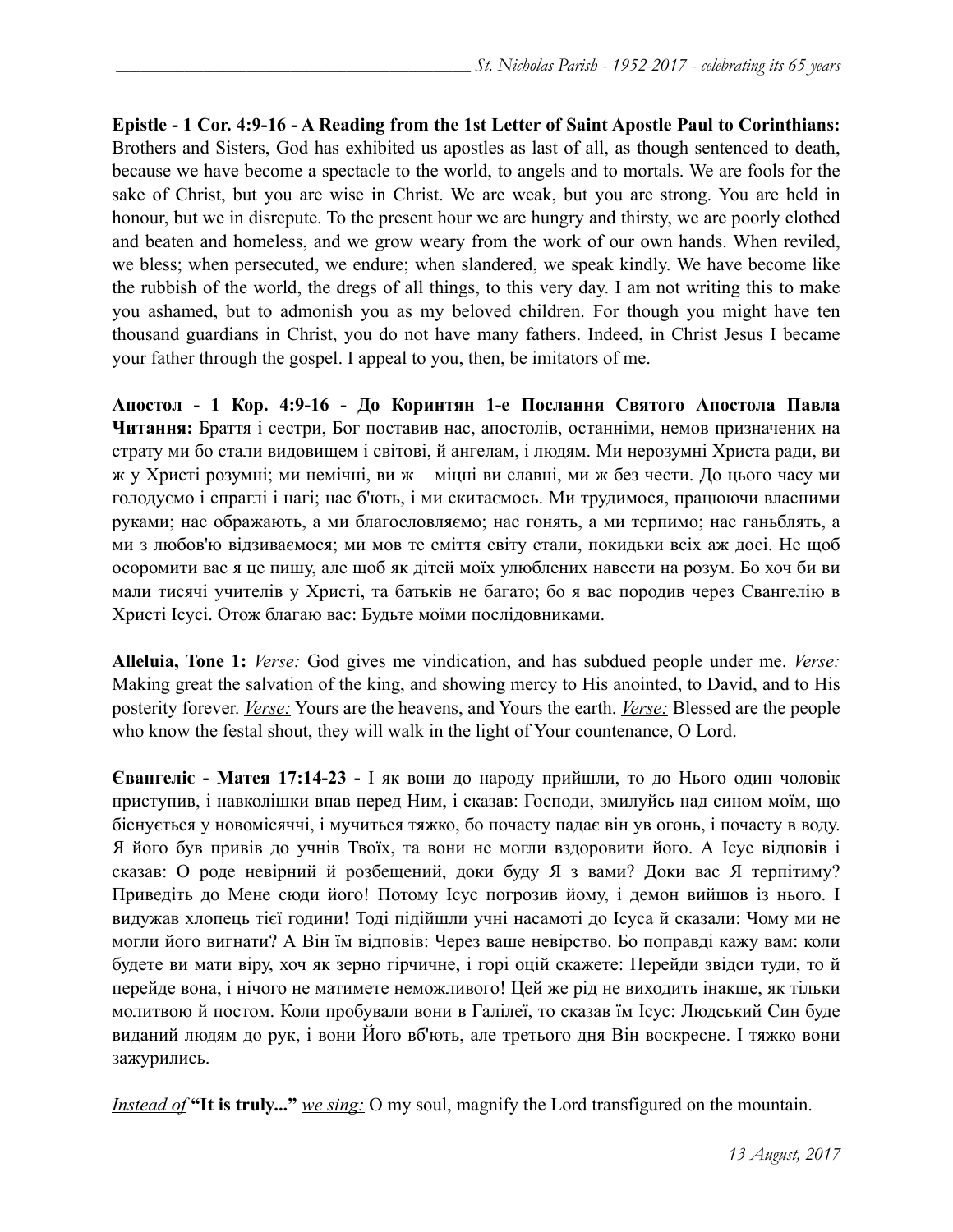**Epistle - 1 Cor. 4:9-16 - A Reading from the 1st Letter of Saint Apostle Paul to Corinthians:** Brothers and Sisters, God has exhibited us apostles as last of all, as though sentenced to death, because we have become a spectacle to the world, to angels and to mortals. We are fools for the sake of Christ, but you are wise in Christ. We are weak, but you are strong. You are held in honour, but we in disrepute. To the present hour we are hungry and thirsty, we are poorly clothed and beaten and homeless, and we grow weary from the work of our own hands. When reviled, we bless; when persecuted, we endure; when slandered, we speak kindly. We have become like the rubbish of the world, the dregs of all things, to this very day. I am not writing this to make you ashamed, but to admonish you as my beloved children. For though you might have ten thousand guardians in Christ, you do not have many fathers. Indeed, in Christ Jesus I became your father through the gospel. I appeal to you, then, be imitators of me.

**Апостол - 1 Кор. 4:9-16 - До Коринтян 1-е Послання Святого Апостола Павла Читання:** Браття і сестри, Бог поставив нас, апостолів, останніми, немов призначених на страту ми бо стали видовищем і світові, й ангелам, і людям. Ми нерозумні Христа ради, ви ж у Христі розумні; ми немічні, ви ж – міцні ви славні, ми ж без чести. До цього часу ми голодуємо і спраглі і нагі; нас б'ють, і ми скитаємось. Ми трудимося, працюючи власними руками; нас ображають, а ми благословляємо; нас гонять, а ми терпимо; нас ганьблять, а ми з любов'ю відзиваємося; ми мов те сміття світу стали, покидьки всіх аж досі. Не щоб осоромити вас я це пишу, але щоб як дітей моїх улюблених навести на розум. Бо хоч би ви мали тисячі учителів у Христі, та батьків не багато; бо я вас породив через Євангелію в Христі Ісусі. Отож благаю вас: Будьте моїми послідовниками.

**Alleluia, Tone 1:** *Verse:* God gives me vindication, and has subdued people under me. *Verse:* Making great the salvation of the king, and showing mercy to His anointed, to David, and to His posterity forever. *Verse:* Yours are the heavens, and Yours the earth. *Verse:* Blessed are the people who know the festal shout, they will walk in the light of Your countenance, O Lord.

**Євангеліє - Матея 17:14-23 -** І як вони до народу прийшли, то до Нього один чоловік приступив, і навколішки впав перед Ним, і сказав: Господи, змилуйсь над сином моїм, що біснується у новомісяччі, і мучиться тяжко, бо почасту падає він ув огонь, і почасту в воду. Я його був привів до учнів Твоїх, та вони не могли вздоровити його. А Ісус відповів і сказав: О роде невірний й розбещений, доки буду Я з вами? Доки вас Я терпітиму? Приведіть до Мене сюди його! Потому Ісус погрозив йому, і демон вийшов із нього. І видужав хлопець тієї години! Тоді підійшли учні насамоті до Ісуса й сказали: Чому ми не могли його вигнати? А Він їм відповів: Через ваше невірство. Бо поправді кажу вам: коли будете ви мати віру, хоч як зерно гірчичне, і горі оцій скажете: Перейди звідси туди, то й перейде вона, і нічого не матимете неможливого! Цей же рід не виходить інакше, як тільки молитвою й постом. Коли пробували вони в Галілеї, то сказав їм Ісус: Людський Син буде виданий людям до рук, і вони Його вб'ють, але третього дня Він воскресне. І тяжко вони зажурились.

*Instead of* **"It is truly..."** *we sing:* O my soul, magnify the Lord transfigured on the mountain.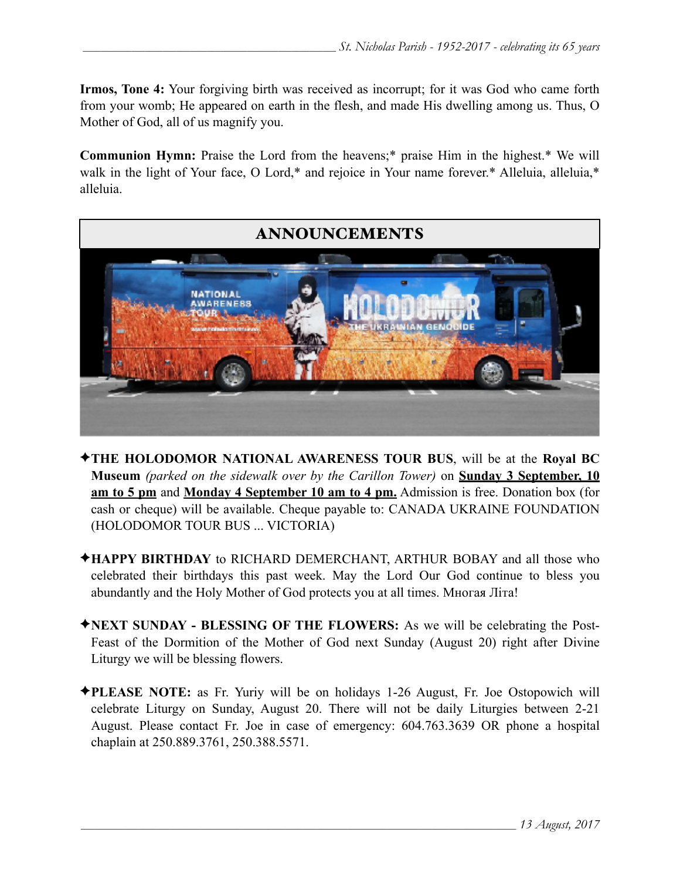**Irmos, Tone 4:** Your forgiving birth was received as incorrupt; for it was God who came forth from your womb; He appeared on earth in the flesh, and made His dwelling among us. Thus, O Mother of God, all of us magnify you.

**Communion Hymn:** Praise the Lord from the heavens;* praise Him in the highest.* We will walk in the light of Your face, O Lord,* and rejoice in Your name forever.* Alleluia, alleluia,* alleluia.

## ANNOUNCEMENTS

✦**THE HOLODOMOR NATIONAL AWARENESS TOUR BUS**, will be at the **Royal BC Museum** *(parked on the sidewalk over by the Carillon Tower)* on **Sunday 3 September, 10 am to 5 pm** and **Monday 4 September 10 am to 4 pm.** Admission is free. Donation box (for cash or cheque) will be available. Cheque payable to: CANADA UKRAINE FOUNDATION (HOLODOMOR TOUR BUS ... VICTORIA)

✦**HAPPY BIRTHDAY** to RICHARD DEMERCHANT, ARTHUR BOBAY and all those who celebrated their birthdays this past week. May the Lord Our God continue to bless you abundantly and the Holy Mother of God protects you at all times. Многая Літа!

✦**NEXT SUNDAY - BLESSING OF THE FLOWERS:** As we will be celebrating the Post-Feast of the Dormition of the Mother of God next Sunday (August 20) right after Divine Liturgy we will be blessing flowers.

✦**PLEASE NOTE:** as Fr. Yuriy will be on holidays 1-26 August, Fr. Joe Ostopowich will celebrate Liturgy on Sunday, August 20. There will not be daily Liturgies between 2-21 August. Please contact Fr. Joe in case of emergency: 604.763.3639 OR phone a hospital chaplain at 250.889.3761, 250.388.5571.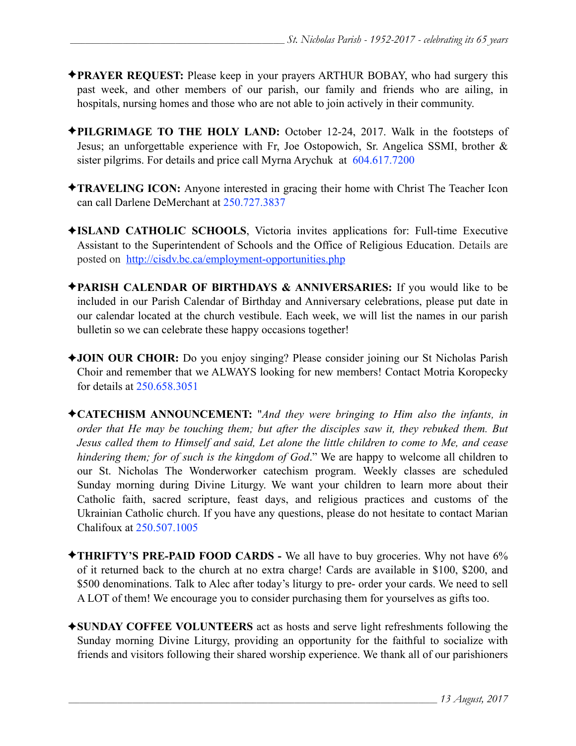✦**PRAYER REQUEST:** Please keep in your prayers ARTHUR BOBAY, who had surgery this past week, and other members of our parish, our family and friends who are ailing, in hospitals, nursing homes and those who are not able to join actively in their community.

✦**PILGRIMAGE TO THE HOLY LAND:** October 12-24, 2017. Walk in the footsteps of Jesus; an unforgettable experience with Fr, Joe Ostopowich, Sr. Angelica SSMI, brother & sister pilgrims. For details and price call Myrna Arychuk at 604.617.7200

✦**TRAVELING ICON:** Anyone interested in gracing their home with Christ The Teacher Icon can call Darlene DeMerchant at 250.727.3837

✦**ISLAND CATHOLIC SCHOOLS**, Victoria invites applications for: Full-time Executive Assistant to the Superintendent of Schools and the Office of Religious Education. Details are posted on http://cisdv.bc.ca/employment-opportunities.php

✦**PARISH CALENDAR OF BIRTHDAYS & ANNIVERSARIES:** If you would like to be included in our Parish Calendar of Birthday and Anniversary celebrations, please put date in our calendar located at the church vestibule. Each week, we will list the names in our parish bulletin so we can celebrate these happy occasions together!

✦**JOIN OUR CHOIR:** Do you enjoy singing? Please consider joining our St Nicholas Parish Choir and remember that we ALWAYS looking for new members! Contact Motria Koropecky for details at 250.658.3051

✦**CATECHISM ANNOUNCEMENT:** "*And they were bringing to Him also the infants, in order that He may be touching them; but after the disciples saw it, they rebuked them. But Jesus called them to Himself and said, Let alone the little children to come to Me, and cease hindering them; for of such is the kingdom of God*." We are happy to welcome all children to our St. Nicholas The Wonderworker catechism program. Weekly classes are scheduled Sunday morning during Divine Liturgy. We want your children to learn more about their Catholic faith, sacred scripture, feast days, and religious practices and customs of the Ukrainian Catholic church. If you have any questions, please do not hesitate to contact Marian Chalifoux at 250.507.1005

✦**THRIFTY'S PRE-PAID FOOD CARDS -** We all have to buy groceries. Why not have 6% of it returned back to the church at no extra charge! Cards are available in $100, $200, and $500 denominations. Talk to Alec after today's liturgy to pre- order your cards. We need to sell A LOT of them! We encourage you to consider purchasing them for yourselves as gifts too.

✦**SUNDAY COFFEE VOLUNTEERS** act as hosts and serve light refreshments following the Sunday morning Divine Liturgy, providing an opportunity for the faithful to socialize with friends and visitors following their shared worship experience. We thank all of our parishioners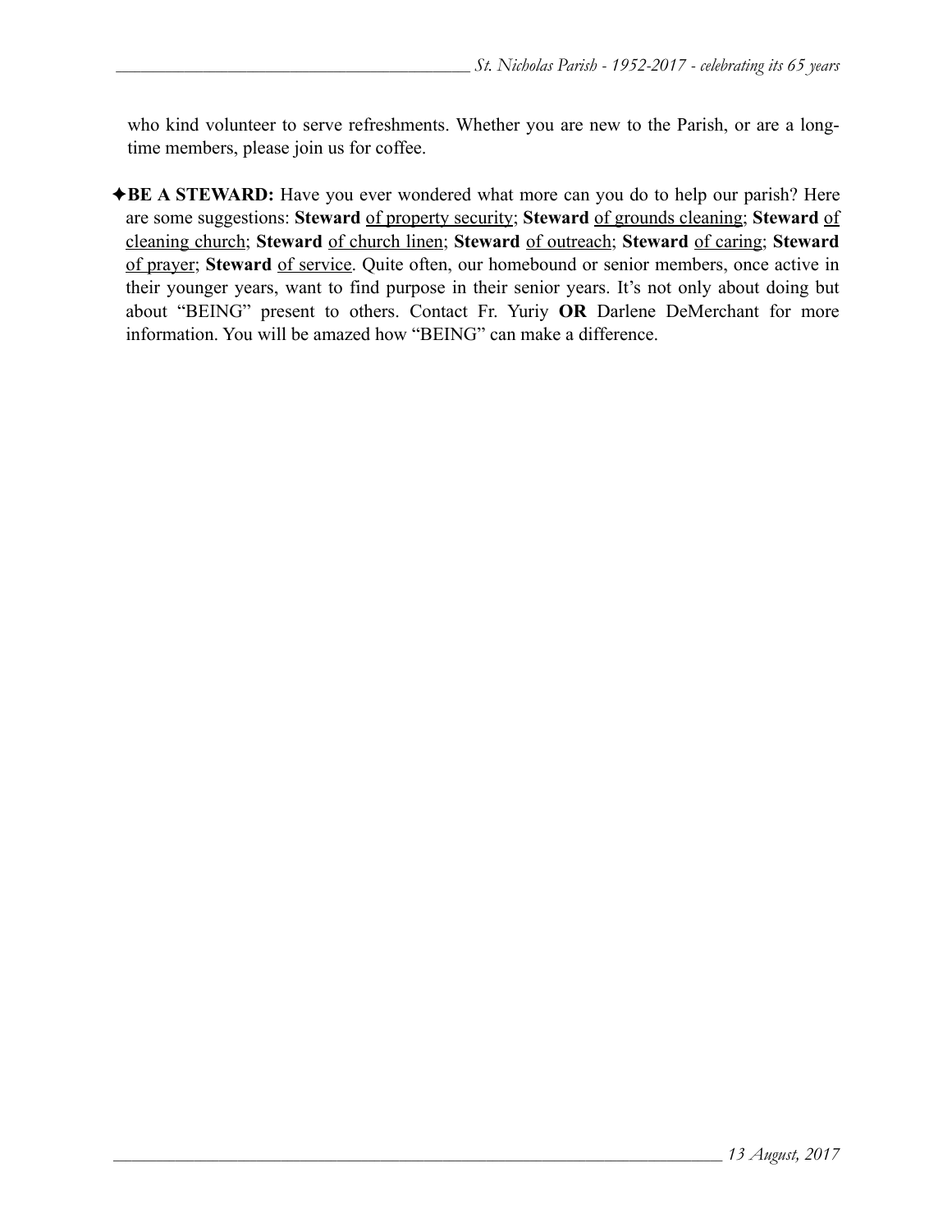who kind volunteer to serve refreshments. Whether you are new to the Parish, or are a long-time members, please join us for coffee.

✦**BE A STEWARD:** Have you ever wondered what more can you do to help our parish? Here are some suggestions: **Steward** <u>of property security</u>; **Steward** <u>of grounds cleaning</u>; **Steward** <u>of cleaning church</u>; **Steward** <u>of church linen</u>; **Steward** <u>of outreach</u>; **Steward** <u>of caring</u>; **Steward** <u>of prayer</u>; **Steward** <u>of service</u>. Quite often, our homebound or senior members, once active in their younger years, want to find purpose in their senior years. It's not only about doing but about "BEING" present to others. Contact Fr. Yuriy **OR** Darlene DeMerchant for more information. You will be amazed how "BEING" can make a difference.